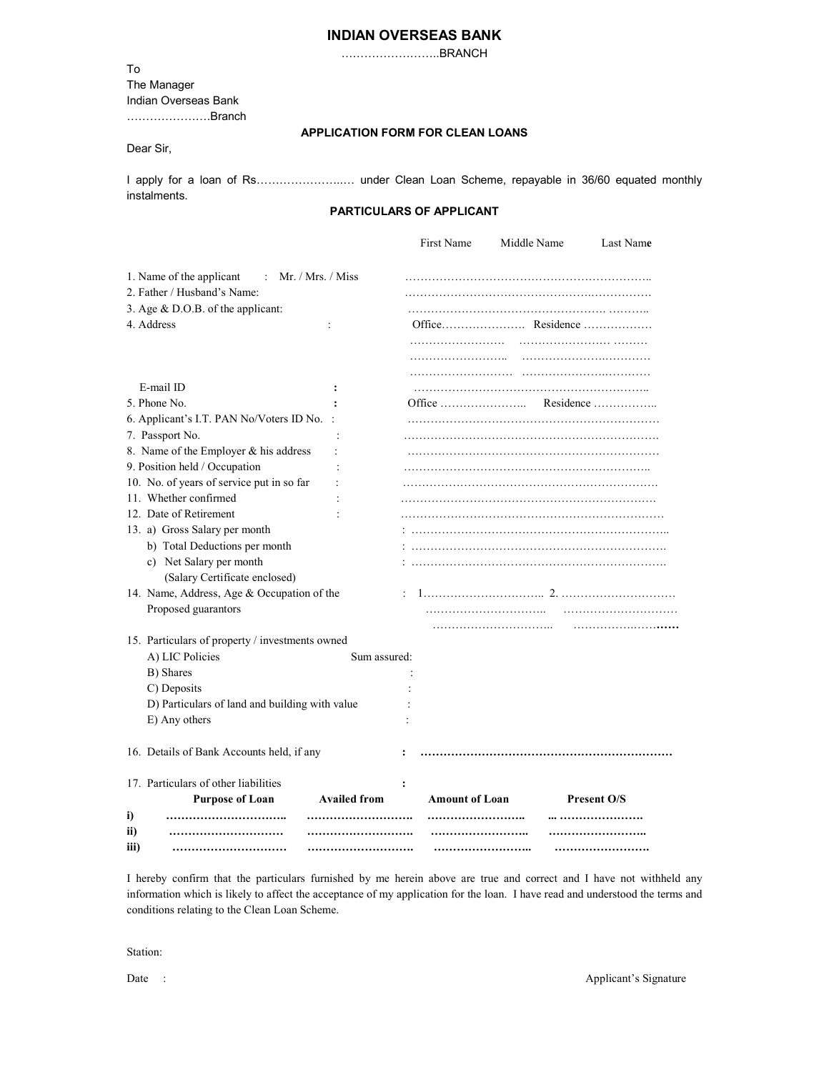# INDIAN OVERSEAS BANK

……………………..BRANCH

To
The Manager
Indian Overseas Bank
………………….Branch

## APPLICATION FORM FOR CLEAN LOANS

Dear Sir,

I apply for a loan of Rs……………………… under Clean Loan Scheme, repayable in 36/60 equated monthly instalments.

### PARTICULARS OF APPLICANT

First Name Middle Name Last Name

1. Name of the applicant : Mr. / Mrs. / Miss ………………………………………………………..
2. Father / Husband's Name: ……………………………………………………………
3. Age & D.O.B. of the applicant: …………………………………………… ………..
4. Address : Office…………………. Residence ……………..
   …………………… ………………… ………
   …………………….. ……………………………
   …………………… ……………………………

   E-mail ID : ……………………………………………………..
5. Phone No. : Office ………………….. Residence …………….
6. Applicant's I.T. PAN No/Voters ID No. : …………………………………………………………
7. Passport No. : ………………………………………………………….
8. Name of the Employer & his address : …………………………………………………………
9. Position held / Occupation : ……………………………………………………….
10. No. of years of service put in so far : ………………………………………………………….
11. Whether confirmed : ………………………………………………………….
12. Date of Retirement : ……………………………………………………………
13. a) Gross Salary per month : …………………………………………………………..
    b) Total Deductions per month : ………………………………………………………….
    c) Net Salary per month : ………………………………………………………….
    (Salary Certificate enclosed)
14. Name, Address, Age & Occupation of the Proposed guarantors : 1………………………….. 2. …………………………
    ………………………….. …………………………
    ………………………….. ……………………
15. Particulars of property / investments owned
    A) LIC Policies Sum assured:
    B) Shares :
    C) Deposits :
    D) Particulars of land and building with value :
    E) Any others :
16. Details of Bank Accounts held, if any : ……………………………………………………………
17. Particulars of other liabilities :

| | Purpose of Loan | Availed from | Amount of Loan | Present O/S |
|---|---|---|---|---|
| i) | ………………………….. | ………………………. | …………………….. | ... …………………. |
| ii) | ………………………… | ………………………. | …………………….. | …………………….. |
| iii) | ………………………… | ………………………. | …………………….. | ……………………. |

I hereby confirm that the particulars furnished by me herein above are true and correct and I have not withheld any information which is likely to affect the acceptance of my application for the loan. I have read and understood the terms and conditions relating to the Clean Loan Scheme.

Station:

Date :

Applicant's Signature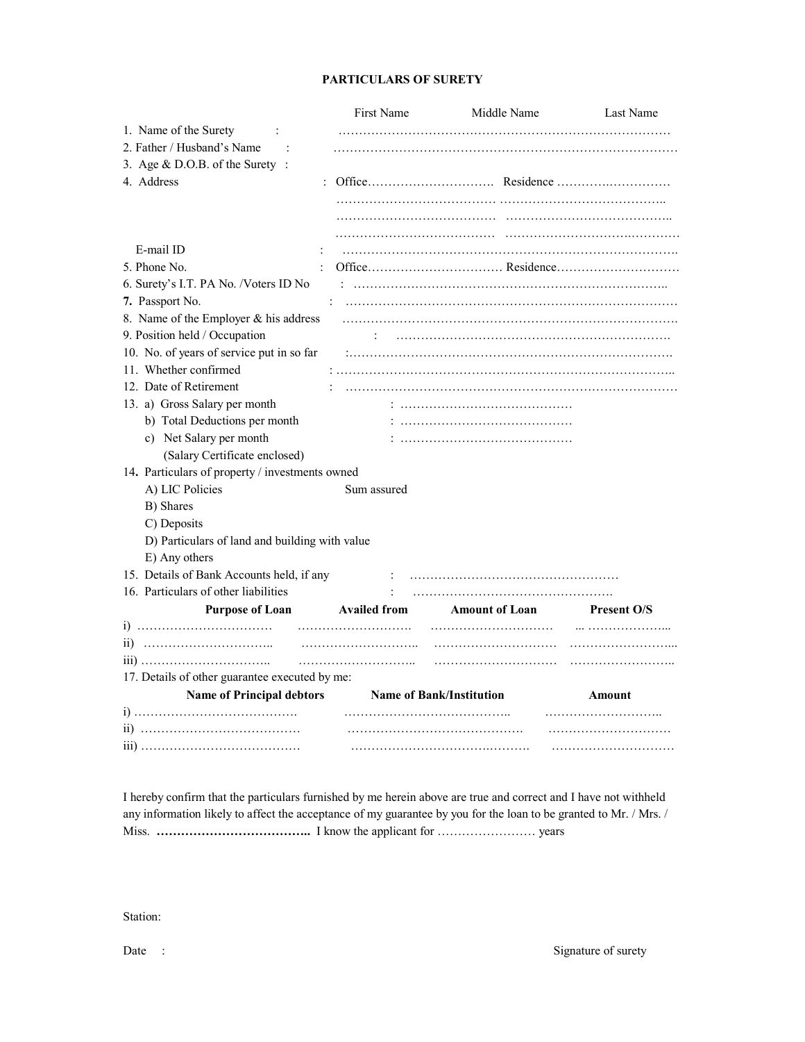# PARTICULARS OF SURETY

| | First Name | Middle Name | Last Name |
|---|---|---|---|
| 1. Name of the Surety : | …………………………………………………………………………… | | |
| 2. Father / Husband's Name : | ……………………………………………………………………………… | | |

3. Age & D.O.B. of the Surety :

4. Address : Office…………………………. Residence ………….……………
………………………………… …………………………………..
………………………………… …………………………………..
………………………………… ……………………….…………

E-mail ID : ……………………………………………………………………….

5. Phone No. : Office…………………………… Residence…………………………

6. Surety's I.T. PA No. /Voters ID No : …………………………………………………………………..

**7.** Passport No. : ……………………………………………………………………….

8. Name of the Employer & his address ……………………………………………………………………….

9. Position held / Occupation : ………………………………………………………….

10. No. of years of service put in so far :……………………………………………………………………….

11. Whether confirmed : ……………………………………………………………………..

12. Date of Retirement : ……………………………………………………………………….

13. a) Gross Salary per month : ……………………………………

b) Total Deductions per month : ……………………………………

c) Net Salary per month : ……………………………………

(Salary Certificate enclosed)

14**.** Particulars of property / investments owned

A) LIC Policies Sum assured

B) Shares

C) Deposits

D) Particulars of land and building with value

E) Any others

15. Details of Bank Accounts held, if any : ……………………………………………

16. Particulars of other liabilities : ………………………………………….

| | Purpose of Loan | Availed from | Amount of Loan | Present O/S |
|---|---|---|---|---|
| i) | …………………………… | ………………………. | ………………………… | ... …………….…... |
| ii) | ………………………….. | ……………………….. | ………………………… | ……………………... |
| iii) | ………………………….. | ……………………….. | ………………………… | …………………….. |

17. Details of other guarantee executed by me:

| | Name of Principal debtors | Name of Bank/Institution | Amount |
|---|---|---|---|
| i) | …………………………………. | ………………………………….. | ……………………….. |
| ii) | ………………………………… | …………………………………… | ………………………… |
| iii) | ………………………………… | ……………………………….………. | ………………………… |

I hereby confirm that the particulars furnished by me herein above are true and correct and I have not withheld any information likely to affect the acceptance of my guarantee by you for the loan to be granted to Mr. / Mrs. / Miss. **………………………………..** I know the applicant for …………………… years

Station:

Date :

Signature of surety